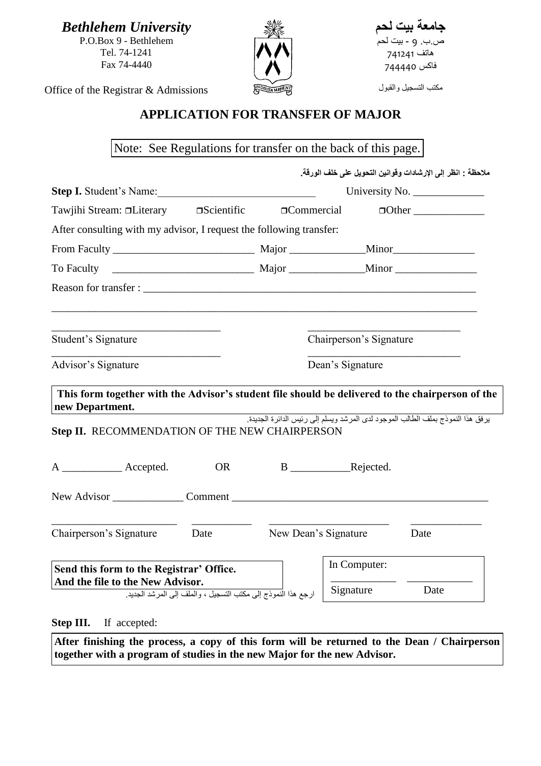***Bethlehem University***
P.O.Box 9 - Bethlehem
Tel. 74-1241
Fax 74-4440

Office of the Registrar & Admissions

**جامعة بيت لحم**
ص.ب. 9 - بيت لحم
هاتف 741241
فاكس 744440

مكتب التسجيل والقبول

## APPLICATION FOR TRANSFER OF MAJOR

Note: See Regulations for transfer on the back of this page.

**ملاحظة : انظر إلى الإرشادات وقوانين التحويل على خلف الورقة.**

**Step I.** Student's Name:____________________________ University No. _____________

Tawjihi Stream: ❒Literary ❒Scientific ❒Commercial ❒Other _____________

After consulting with my advisor, I request the following transfer:

From Faculty _________________________ Major _____________Minor_______________

To Faculty _________________________ Major _____________Minor _______________

Reason for transfer : ____________________________________________________________

__________________________________________________________________________

______________________________ ____________________________
Student's Signature Chairperson's Signature

______________________________ ____________________________
Advisor's Signature Dean's Signature

**This form together with the Advisor's student file should be delivered to the chairperson of the new Department.**

يرفق هذا النموذج بملف الطالب الموجود لدى المرشد ويسلم إلى رئيس الدائرة الجديدة.

**Step II.** RECOMMENDATION OF THE NEW CHAIRPERSON

A ___________ Accepted. OR B ___________Rejected.

New Advisor _____________ Comment ______________________________________________

________________________ ___________ ______________________ _____________
Chairperson's Signature Date New Dean's Signature Date

**Send this form to the Registrar' Office.**
**And the file to the New Advisor.**

ارجع هذا النموذج إلى مكتب التسجيل ، والملف إلى المرشد الجديد.

In Computer:
____________ ____________
Signature Date

**Step III.** If accepted:

**After finishing the process, a copy of this form will be returned to the Dean / Chairperson together with a program of studies in the new Major for the new Advisor.**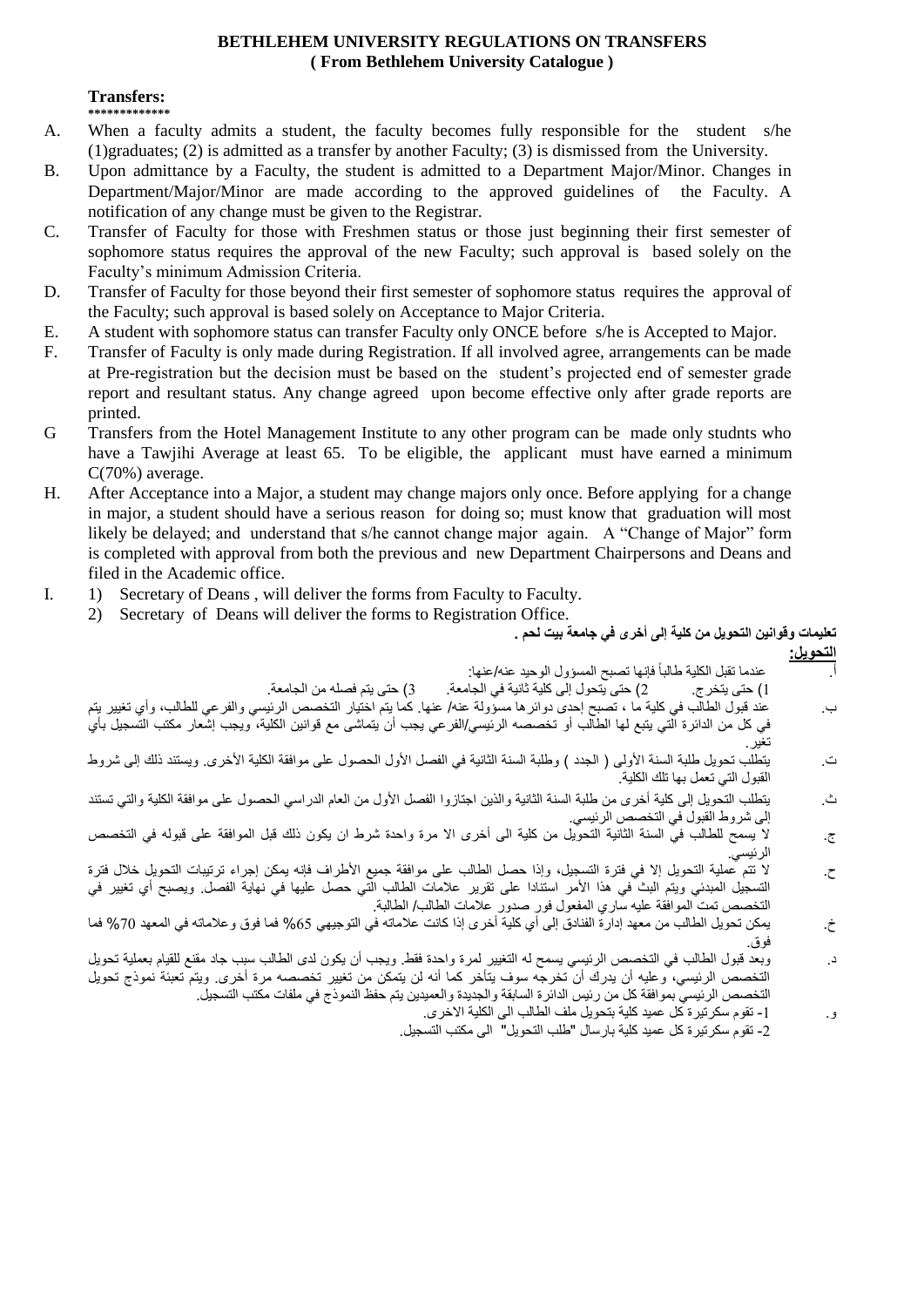# BETHLEHEM UNIVERSITY REGULATIONS ON TRANSFERS
## ( From Bethlehem University Catalogue )

**Transfers:**
*************

A. When a faculty admits a student, the faculty becomes fully responsible for the student s/he (1)graduates; (2) is admitted as a transfer by another Faculty; (3) is dismissed from the University.

B. Upon admittance by a Faculty, the student is admitted to a Department Major/Minor. Changes in Department/Major/Minor are made according to the approved guidelines of the Faculty. A notification of any change must be given to the Registrar.

C. Transfer of Faculty for those with Freshmen status or those just beginning their first semester of sophomore status requires the approval of the new Faculty; such approval is based solely on the Faculty's minimum Admission Criteria.

D. Transfer of Faculty for those beyond their first semester of sophomore status requires the approval of the Faculty; such approval is based solely on Acceptance to Major Criteria.

E. A student with sophomore status can transfer Faculty only ONCE before s/he is Accepted to Major.

F. Transfer of Faculty is only made during Registration. If all involved agree, arrangements can be made at Pre-registration but the decision must be based on the student's projected end of semester grade report and resultant status. Any change agreed upon become effective only after grade reports are printed.

G Transfers from the Hotel Management Institute to any other program can be made only studnts who have a Tawjihi Average at least 65. To be eligible, the applicant must have earned a minimum C(70%) average.

H. After Acceptance into a Major, a student may change majors only once. Before applying for a change in major, a student should have a serious reason for doing so; must know that graduation will most likely be delayed; and understand that s/he cannot change major again. A "Change of Major" form is completed with approval from both the previous and new Department Chairpersons and Deans and filed in the Academic office.

I. 1) Secretary of Deans , will deliver the forms from Faculty to Faculty.
   2) Secretary of Deans will deliver the forms to Registration Office.

**تعليمات وقوانين التحويل من كلية إلى أخرى في جامعة بيت لحم .**

**التحويل:**

أ. عندما تقبل الكلية طالباً فإنها تصبح المسؤول الوحيد عنه/عنها:
1) حتى يتخرج. 2) حتى يتحول إلى كلية ثانية في الجامعة. 3) حتى يتم فصله من الجامعة.

ب. عند قبول الطالب في كلية ما ، تصبح إحدى دوائرها مسؤولة عنه/ عنها. كما يتم اختيار التخصص الرئيسي والفرعي للطالب، وأي تغيير يتم في كل من الدائرة التي يتبع لها الطالب أو تخصصه الرئيسي/الفرعي يجب أن يتماشى مع قوانين الكلية، ويجب إشعار مكتب التسجيل بأي تغير.

ت. يتطلب تحويل طلبة السنة الأولى ( الجدد ) وطلبة السنة الثانية في الفصل الأول الحصول على موافقة الكلية الأخرى. ويستند ذلك إلى شروط القبول التي تعمل بها تلك الكلية.

ث. يتطلب التحويل إلى كلية أخرى من طلبة السنة الثانية والذين اجتازوا الفصل الأول من العام الدراسي الحصول على موافقة الكلية والتي تستند إلى شروط القبول في التخصص الرئيسي.

ج. لا يسمح للطالب في السنة الثانية التحويل من كلية الى أخرى الا مرة واحدة شرط ان يكون ذلك قبل الموافقة على قبوله في التخصص الرئيسي.

ح. لا تتم عملية التحويل إلا في فترة التسجيل، وإذا حصل الطالب على موافقة جميع الأطراف فإنه يمكن إجراء ترتيبات التحويل خلال فترة التسجيل المبدئي ويتم البث في هذا الأمر استنادا على تقرير علامات الطالب التي حصل عليها في نهاية الفصل. ويصبح أي تغيير في التخصص تمت الموافقة عليه ساري المفعول فور صدور علامات الطالب/ الطالبة.

خ. يمكن تحويل الطالب من معهد إدارة الفنادق إلى أي كلية أخرى إذا كانت علاماته في التوجيهي 65% فما فوق وعلاماته في المعهد 70% فما فوق.

د. وبعد قبول الطالب في التخصص الرئيسي يسمح له التغيير لمرة واحدة فقط. ويجب أن يكون لدى الطالب سبب جاد مقنع للقيام بعملية تحويل التخصص الرئيسي، وعليه أن يدرك أن تخرجه سوف يتأخر كما أنه لن يتمكن من تغيير تخصصه مرة أخرى. ويتم تعبئة نموذج تحويل التخصص الرئيسي بموافقة كل من رئيس الدائرة السابقة والجديدة والعميدين يتم حفظ النموذج في ملفات مكتب التسجيل.

و. 1- تقوم سكرتيرة كل عميد كلية بتحويل ملف الطالب الى الكلية الاخرى.
2- تقوم سكرتيرة كل عميد كلية بارسال "طلب التحويل" الى مكتب التسجيل.